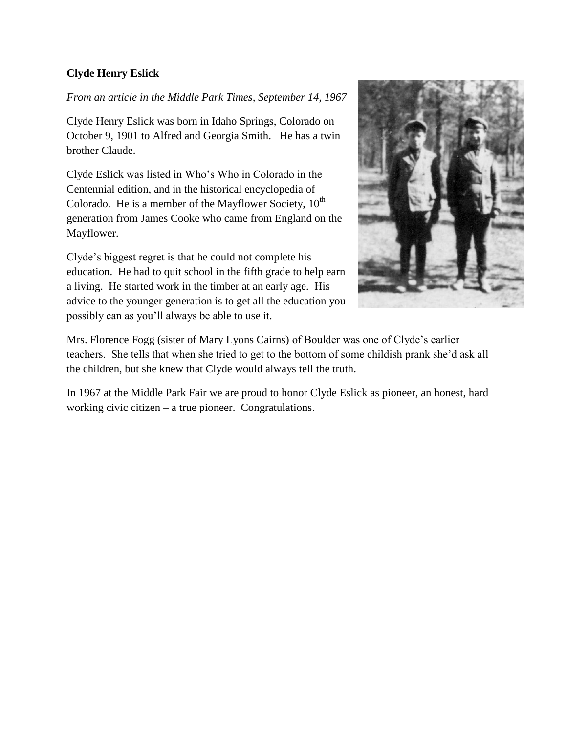**Clyde Henry Eslick**

*From an article in the Middle Park Times, September 14, 1967*

Clyde Henry Eslick was born in Idaho Springs, Colorado on October 9, 1901 to Alfred and Georgia Smith. He has a twin brother Claude.

Clyde Eslick was listed in Who's Who in Colorado in the Centennial edition, and in the historical encyclopedia of Colorado. He is a member of the Mayflower Society, 10th generation from James Cooke who came from England on the Mayflower.

Clyde's biggest regret is that he could not complete his education. He had to quit school in the fifth grade to help earn a living. He started work in the timber at an early age. His advice to the younger generation is to get all the education you possibly can as you'll always be able to use it.

Mrs. Florence Fogg (sister of Mary Lyons Cairns) of Boulder was one of Clyde's earlier teachers. She tells that when she tried to get to the bottom of some childish prank she'd ask all the children, but she knew that Clyde would always tell the truth.

In 1967 at the Middle Park Fair we are proud to honor Clyde Eslick as pioneer, an honest, hard working civic citizen – a true pioneer. Congratulations.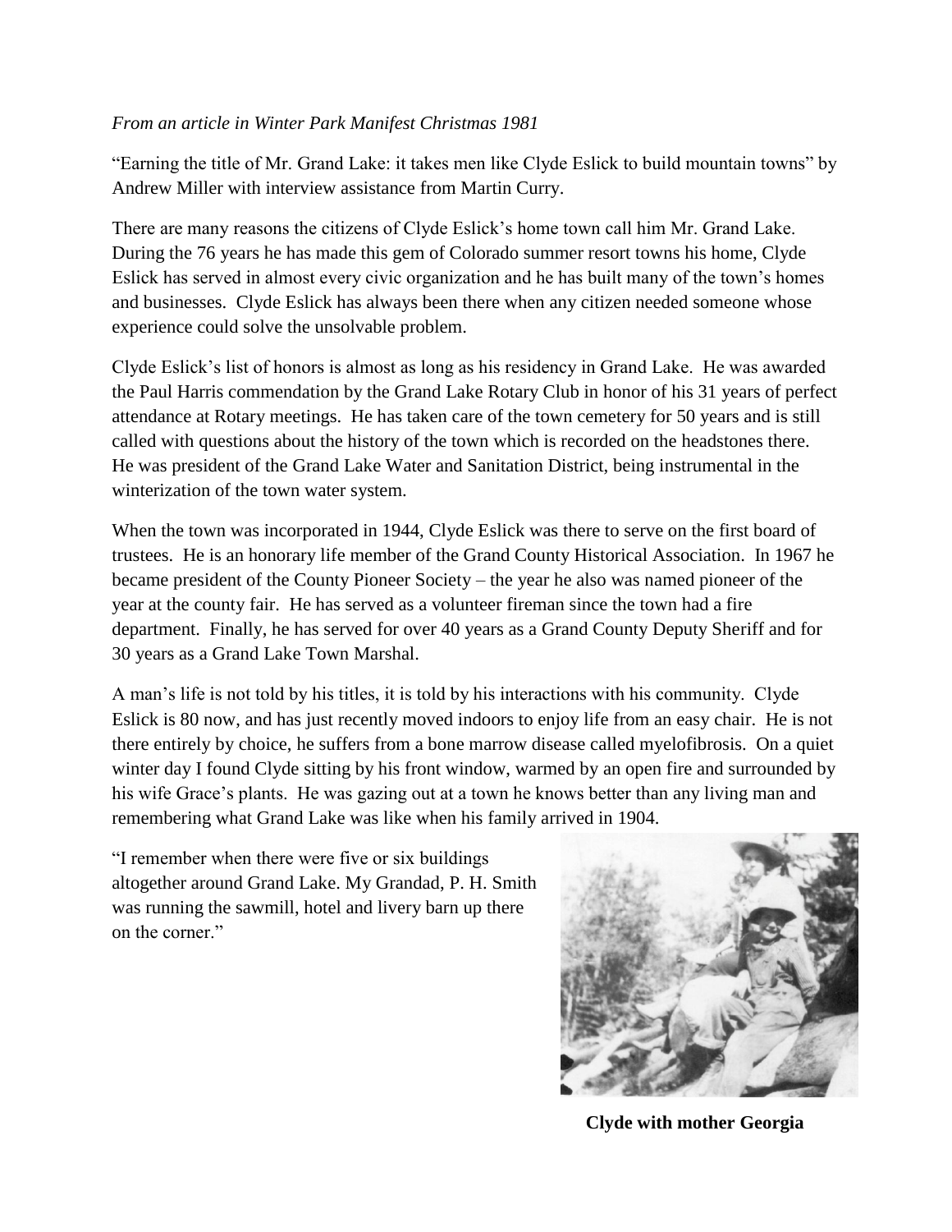*From an article in Winter Park Manifest Christmas 1981*

"Earning the title of Mr. Grand Lake: it takes men like Clyde Eslick to build mountain towns" by Andrew Miller with interview assistance from Martin Curry.

There are many reasons the citizens of Clyde Eslick's home town call him Mr. Grand Lake. During the 76 years he has made this gem of Colorado summer resort towns his home, Clyde Eslick has served in almost every civic organization and he has built many of the town's homes and businesses. Clyde Eslick has always been there when any citizen needed someone whose experience could solve the unsolvable problem.

Clyde Eslick's list of honors is almost as long as his residency in Grand Lake. He was awarded the Paul Harris commendation by the Grand Lake Rotary Club in honor of his 31 years of perfect attendance at Rotary meetings. He has taken care of the town cemetery for 50 years and is still called with questions about the history of the town which is recorded on the headstones there. He was president of the Grand Lake Water and Sanitation District, being instrumental in the winterization of the town water system.

When the town was incorporated in 1944, Clyde Eslick was there to serve on the first board of trustees. He is an honorary life member of the Grand County Historical Association. In 1967 he became president of the County Pioneer Society – the year he also was named pioneer of the year at the county fair. He has served as a volunteer fireman since the town had a fire department. Finally, he has served for over 40 years as a Grand County Deputy Sheriff and for 30 years as a Grand Lake Town Marshal.

A man's life is not told by his titles, it is told by his interactions with his community. Clyde Eslick is 80 now, and has just recently moved indoors to enjoy life from an easy chair. He is not there entirely by choice, he suffers from a bone marrow disease called myelofibrosis. On a quiet winter day I found Clyde sitting by his front window, warmed by an open fire and surrounded by his wife Grace's plants. He was gazing out at a town he knows better than any living man and remembering what Grand Lake was like when his family arrived in 1904.

"I remember when there were five or six buildings altogether around Grand Lake. My Grandad, P. H. Smith was running the sawmill, hotel and livery barn up there on the corner."

**Clyde with mother Georgia**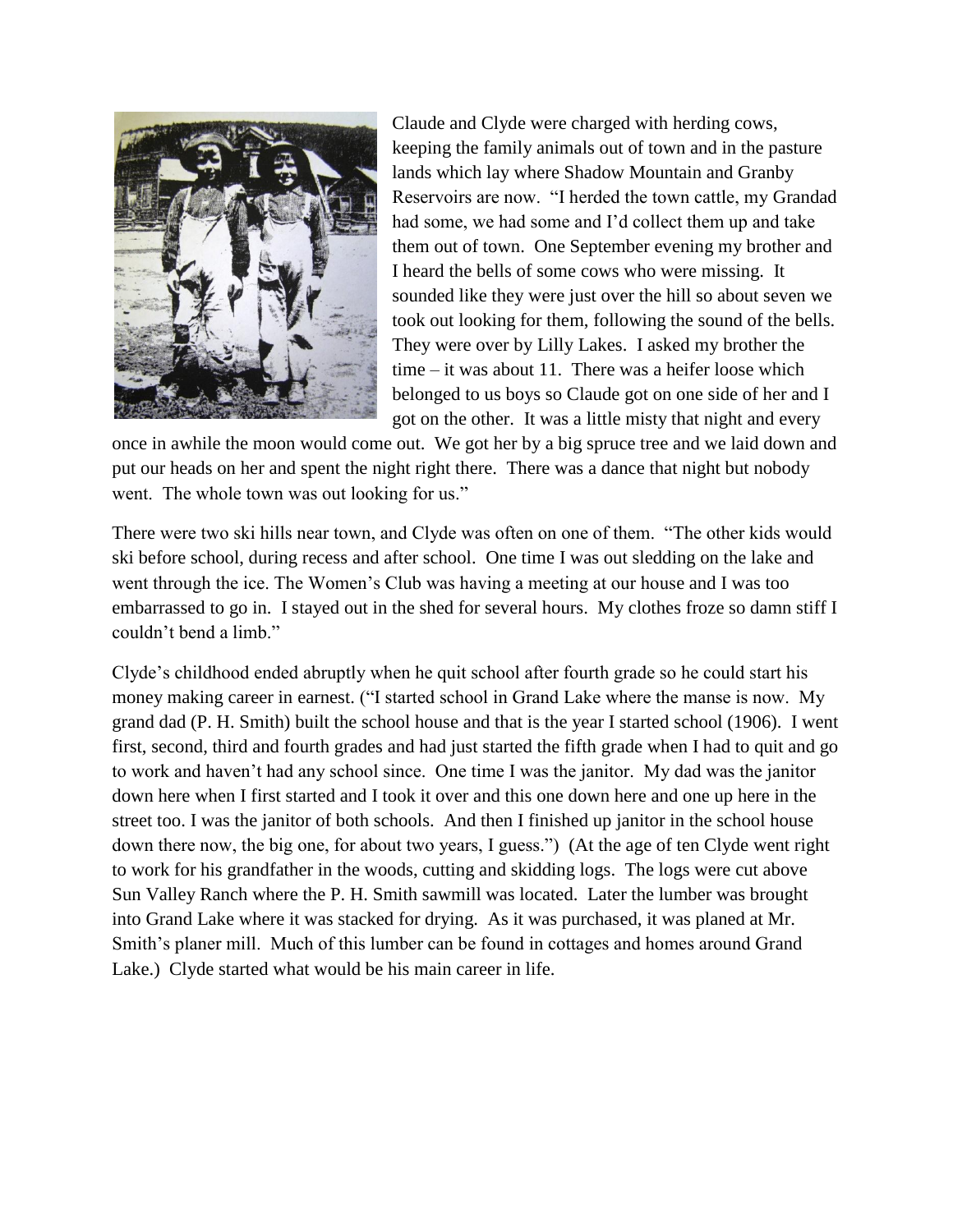Claude and Clyde were charged with herding cows, keeping the family animals out of town and in the pasture lands which lay where Shadow Mountain and Granby Reservoirs are now. "I herded the town cattle, my Grandad had some, we had some and I'd collect them up and take them out of town. One September evening my brother and I heard the bells of some cows who were missing. It sounded like they were just over the hill so about seven we took out looking for them, following the sound of the bells. They were over by Lilly Lakes. I asked my brother the time – it was about 11. There was a heifer loose which belonged to us boys so Claude got on one side of her and I got on the other. It was a little misty that night and every once in awhile the moon would come out. We got her by a big spruce tree and we laid down and put our heads on her and spent the night right there. There was a dance that night but nobody went. The whole town was out looking for us."

There were two ski hills near town, and Clyde was often on one of them. "The other kids would ski before school, during recess and after school. One time I was out sledding on the lake and went through the ice. The Women's Club was having a meeting at our house and I was too embarrassed to go in. I stayed out in the shed for several hours. My clothes froze so damn stiff I couldn't bend a limb."

Clyde's childhood ended abruptly when he quit school after fourth grade so he could start his money making career in earnest. ("I started school in Grand Lake where the manse is now. My grand dad (P. H. Smith) built the school house and that is the year I started school (1906). I went first, second, third and fourth grades and had just started the fifth grade when I had to quit and go to work and haven't had any school since. One time I was the janitor. My dad was the janitor down here when I first started and I took it over and this one down here and one up here in the street too. I was the janitor of both schools. And then I finished up janitor in the school house down there now, the big one, for about two years, I guess.") (At the age of ten Clyde went right to work for his grandfather in the woods, cutting and skidding logs. The logs were cut above Sun Valley Ranch where the P. H. Smith sawmill was located. Later the lumber was brought into Grand Lake where it was stacked for drying. As it was purchased, it was planed at Mr. Smith's planer mill. Much of this lumber can be found in cottages and homes around Grand Lake.) Clyde started what would be his main career in life.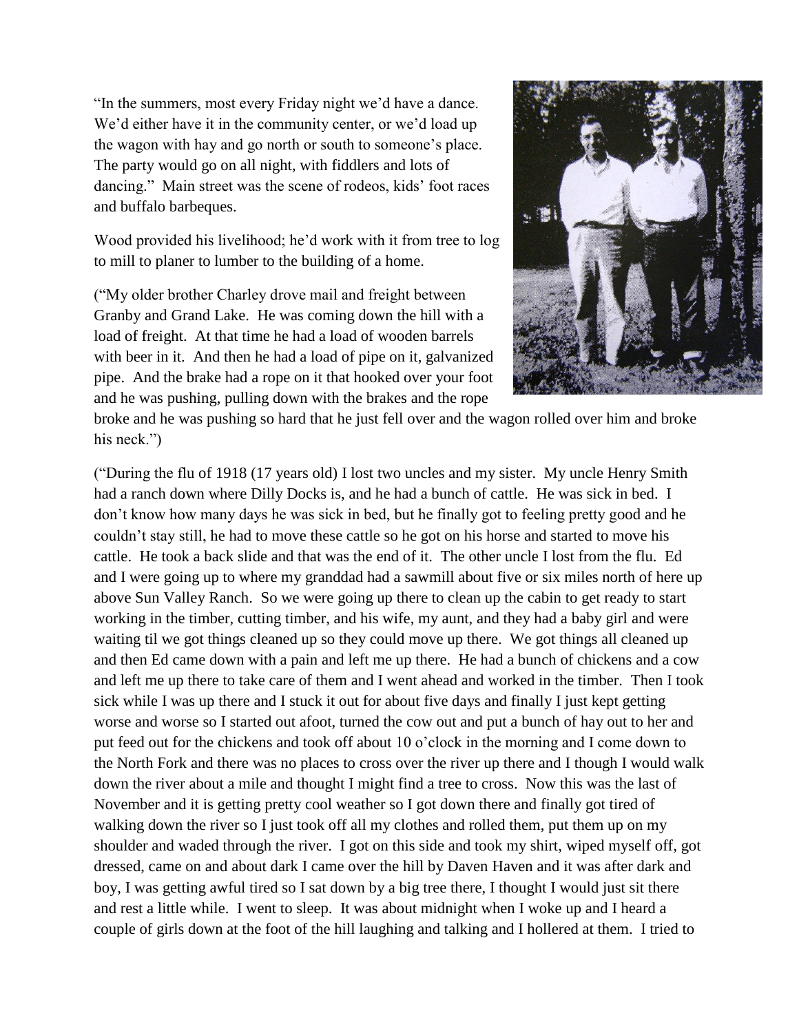"In the summers, most every Friday night we'd have a dance. We'd either have it in the community center, or we'd load up the wagon with hay and go north or south to someone's place. The party would go on all night, with fiddlers and lots of dancing." Main street was the scene of rodeos, kids' foot races and buffalo barbeques.

Wood provided his livelihood; he'd work with it from tree to log to mill to planer to lumber to the building of a home.

("My older brother Charley drove mail and freight between Granby and Grand Lake. He was coming down the hill with a load of freight. At that time he had a load of wooden barrels with beer in it. And then he had a load of pipe on it, galvanized pipe. And the brake had a rope on it that hooked over your foot and he was pushing, pulling down with the brakes and the rope broke and he was pushing so hard that he just fell over and the wagon rolled over him and broke his neck.")

("During the flu of 1918 (17 years old) I lost two uncles and my sister. My uncle Henry Smith had a ranch down where Dilly Docks is, and he had a bunch of cattle. He was sick in bed. I don't know how many days he was sick in bed, but he finally got to feeling pretty good and he couldn't stay still, he had to move these cattle so he got on his horse and started to move his cattle. He took a back slide and that was the end of it. The other uncle I lost from the flu. Ed and I were going up to where my granddad had a sawmill about five or six miles north of here up above Sun Valley Ranch. So we were going up there to clean up the cabin to get ready to start working in the timber, cutting timber, and his wife, my aunt, and they had a baby girl and were waiting til we got things cleaned up so they could move up there. We got things all cleaned up and then Ed came down with a pain and left me up there. He had a bunch of chickens and a cow and left me up there to take care of them and I went ahead and worked in the timber. Then I took sick while I was up there and I stuck it out for about five days and finally I just kept getting worse and worse so I started out afoot, turned the cow out and put a bunch of hay out to her and put feed out for the chickens and took off about 10 o'clock in the morning and I come down to the North Fork and there was no places to cross over the river up there and I though I would walk down the river about a mile and thought I might find a tree to cross. Now this was the last of November and it is getting pretty cool weather so I got down there and finally got tired of walking down the river so I just took off all my clothes and rolled them, put them up on my shoulder and waded through the river. I got on this side and took my shirt, wiped myself off, got dressed, came on and about dark I came over the hill by Daven Haven and it was after dark and boy, I was getting awful tired so I sat down by a big tree there, I thought I would just sit there and rest a little while. I went to sleep. It was about midnight when I woke up and I heard a couple of girls down at the foot of the hill laughing and talking and I hollered at them. I tried to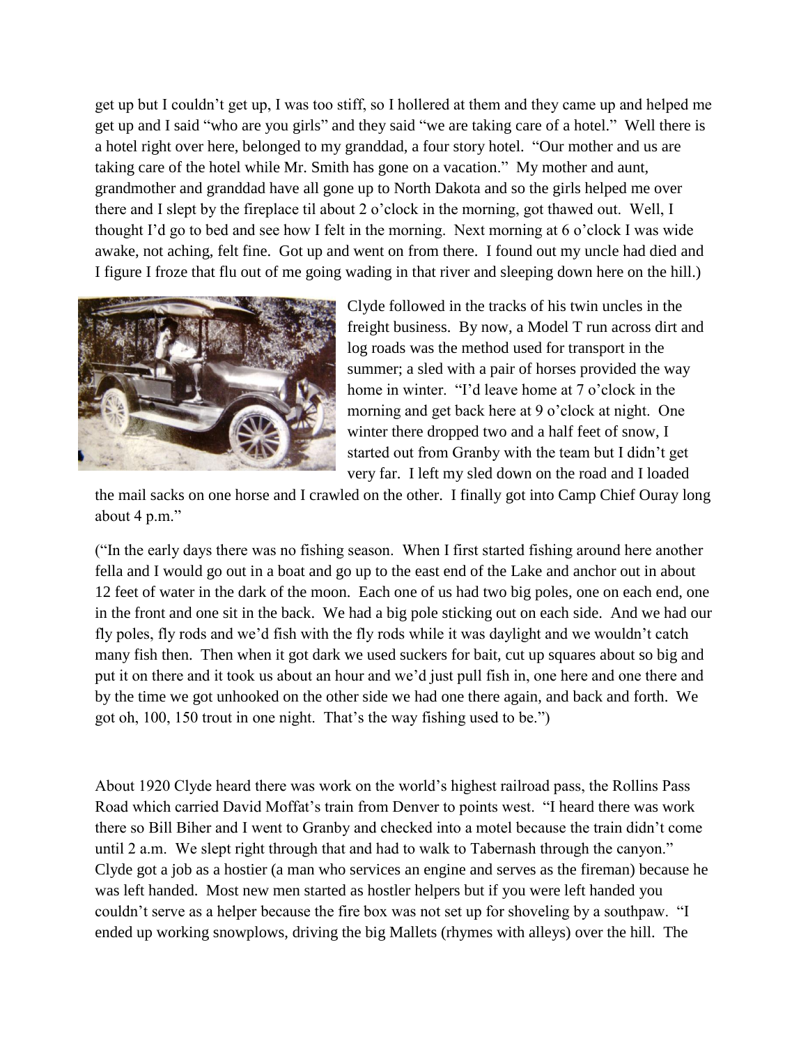get up but I couldn't get up, I was too stiff, so I hollered at them and they came up and helped me get up and I said "who are you girls" and they said "we are taking care of a hotel." Well there is a hotel right over here, belonged to my granddad, a four story hotel. "Our mother and us are taking care of the hotel while Mr. Smith has gone on a vacation." My mother and aunt, grandmother and granddad have all gone up to North Dakota and so the girls helped me over there and I slept by the fireplace til about 2 o'clock in the morning, got thawed out. Well, I thought I'd go to bed and see how I felt in the morning. Next morning at 6 o'clock I was wide awake, not aching, felt fine. Got up and went on from there. I found out my uncle had died and I figure I froze that flu out of me going wading in that river and sleeping down here on the hill.)

Clyde followed in the tracks of his twin uncles in the freight business. By now, a Model T run across dirt and log roads was the method used for transport in the summer; a sled with a pair of horses provided the way home in winter. "I'd leave home at 7 o'clock in the morning and get back here at 9 o'clock at night. One winter there dropped two and a half feet of snow, I started out from Granby with the team but I didn't get very far. I left my sled down on the road and I loaded the mail sacks on one horse and I crawled on the other. I finally got into Camp Chief Ouray long about 4 p.m."

("In the early days there was no fishing season. When I first started fishing around here another fella and I would go out in a boat and go up to the east end of the Lake and anchor out in about 12 feet of water in the dark of the moon. Each one of us had two big poles, one on each end, one in the front and one sit in the back. We had a big pole sticking out on each side. And we had our fly poles, fly rods and we'd fish with the fly rods while it was daylight and we wouldn't catch many fish then. Then when it got dark we used suckers for bait, cut up squares about so big and put it on there and it took us about an hour and we'd just pull fish in, one here and one there and by the time we got unhooked on the other side we had one there again, and back and forth. We got oh, 100, 150 trout in one night. That's the way fishing used to be.")

About 1920 Clyde heard there was work on the world's highest railroad pass, the Rollins Pass Road which carried David Moffat's train from Denver to points west. "I heard there was work there so Bill Biher and I went to Granby and checked into a motel because the train didn't come until 2 a.m. We slept right through that and had to walk to Tabernash through the canyon." Clyde got a job as a hostier (a man who services an engine and serves as the fireman) because he was left handed. Most new men started as hostler helpers but if you were left handed you couldn't serve as a helper because the fire box was not set up for shoveling by a southpaw. "I ended up working snowplows, driving the big Mallets (rhymes with alleys) over the hill. The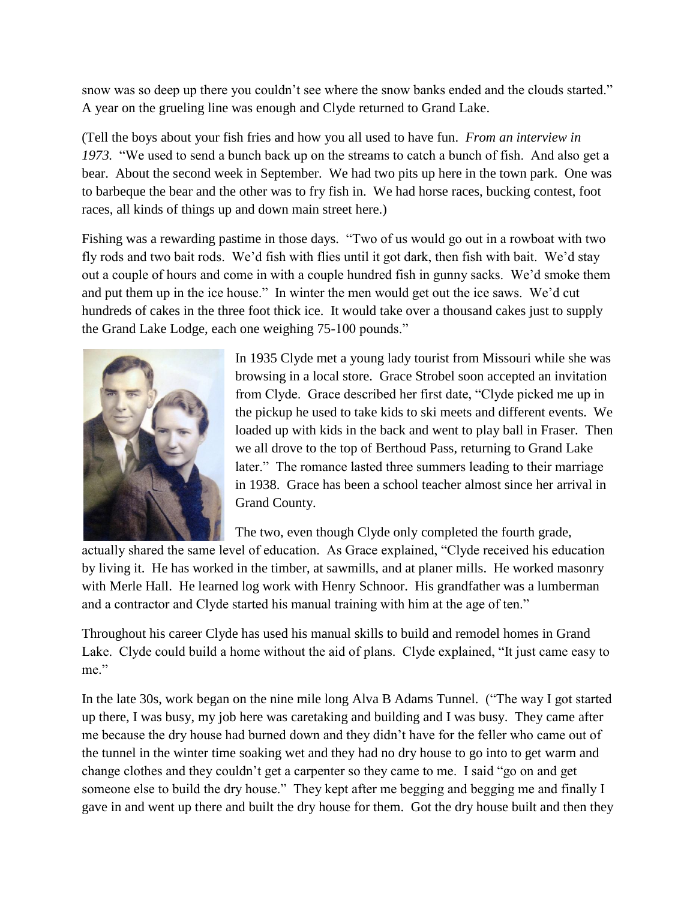snow was so deep up there you couldn't see where the snow banks ended and the clouds started." A year on the grueling line was enough and Clyde returned to Grand Lake.

(Tell the boys about your fish fries and how you all used to have fun. *From an interview in 1973.* "We used to send a bunch back up on the streams to catch a bunch of fish. And also get a bear. About the second week in September. We had two pits up here in the town park. One was to barbeque the bear and the other was to fry fish in. We had horse races, bucking contest, foot races, all kinds of things up and down main street here.)

Fishing was a rewarding pastime in those days. "Two of us would go out in a rowboat with two fly rods and two bait rods. We'd fish with flies until it got dark, then fish with bait. We'd stay out a couple of hours and come in with a couple hundred fish in gunny sacks. We'd smoke them and put them up in the ice house." In winter the men would get out the ice saws. We'd cut hundreds of cakes in the three foot thick ice. It would take over a thousand cakes just to supply the Grand Lake Lodge, each one weighing 75-100 pounds."

In 1935 Clyde met a young lady tourist from Missouri while she was browsing in a local store. Grace Strobel soon accepted an invitation from Clyde. Grace described her first date, "Clyde picked me up in the pickup he used to take kids to ski meets and different events. We loaded up with kids in the back and went to play ball in Fraser. Then we all drove to the top of Berthoud Pass, returning to Grand Lake later." The romance lasted three summers leading to their marriage in 1938. Grace has been a school teacher almost since her arrival in Grand County.

The two, even though Clyde only completed the fourth grade, actually shared the same level of education. As Grace explained, "Clyde received his education by living it. He has worked in the timber, at sawmills, and at planer mills. He worked masonry with Merle Hall. He learned log work with Henry Schnoor. His grandfather was a lumberman and a contractor and Clyde started his manual training with him at the age of ten."

Throughout his career Clyde has used his manual skills to build and remodel homes in Grand Lake. Clyde could build a home without the aid of plans. Clyde explained, "It just came easy to me."

In the late 30s, work began on the nine mile long Alva B Adams Tunnel. ("The way I got started up there, I was busy, my job here was caretaking and building and I was busy. They came after me because the dry house had burned down and they didn't have for the feller who came out of the tunnel in the winter time soaking wet and they had no dry house to go into to get warm and change clothes and they couldn't get a carpenter so they came to me. I said "go on and get someone else to build the dry house." They kept after me begging and begging me and finally I gave in and went up there and built the dry house for them. Got the dry house built and then they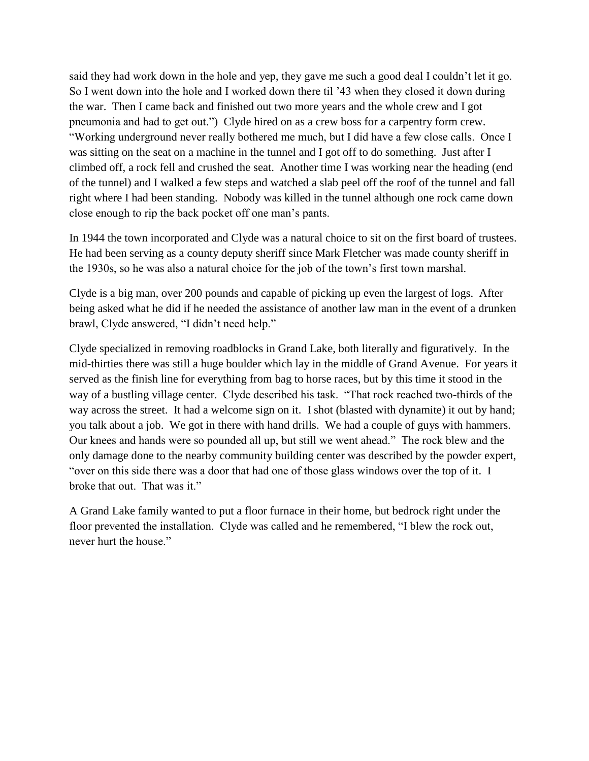said they had work down in the hole and yep, they gave me such a good deal I couldn't let it go. So I went down into the hole and I worked down there til '43 when they closed it down during the war. Then I came back and finished out two more years and the whole crew and I got pneumonia and had to get out.") Clyde hired on as a crew boss for a carpentry form crew. "Working underground never really bothered me much, but I did have a few close calls. Once I was sitting on the seat on a machine in the tunnel and I got off to do something. Just after I climbed off, a rock fell and crushed the seat. Another time I was working near the heading (end of the tunnel) and I walked a few steps and watched a slab peel off the roof of the tunnel and fall right where I had been standing. Nobody was killed in the tunnel although one rock came down close enough to rip the back pocket off one man's pants.

In 1944 the town incorporated and Clyde was a natural choice to sit on the first board of trustees. He had been serving as a county deputy sheriff since Mark Fletcher was made county sheriff in the 1930s, so he was also a natural choice for the job of the town's first town marshal.

Clyde is a big man, over 200 pounds and capable of picking up even the largest of logs. After being asked what he did if he needed the assistance of another law man in the event of a drunken brawl, Clyde answered, "I didn't need help."

Clyde specialized in removing roadblocks in Grand Lake, both literally and figuratively. In the mid-thirties there was still a huge boulder which lay in the middle of Grand Avenue. For years it served as the finish line for everything from bag to horse races, but by this time it stood in the way of a bustling village center. Clyde described his task. "That rock reached two-thirds of the way across the street. It had a welcome sign on it. I shot (blasted with dynamite) it out by hand; you talk about a job. We got in there with hand drills. We had a couple of guys with hammers. Our knees and hands were so pounded all up, but still we went ahead." The rock blew and the only damage done to the nearby community building center was described by the powder expert, "over on this side there was a door that had one of those glass windows over the top of it. I broke that out. That was it."

A Grand Lake family wanted to put a floor furnace in their home, but bedrock right under the floor prevented the installation. Clyde was called and he remembered, "I blew the rock out, never hurt the house."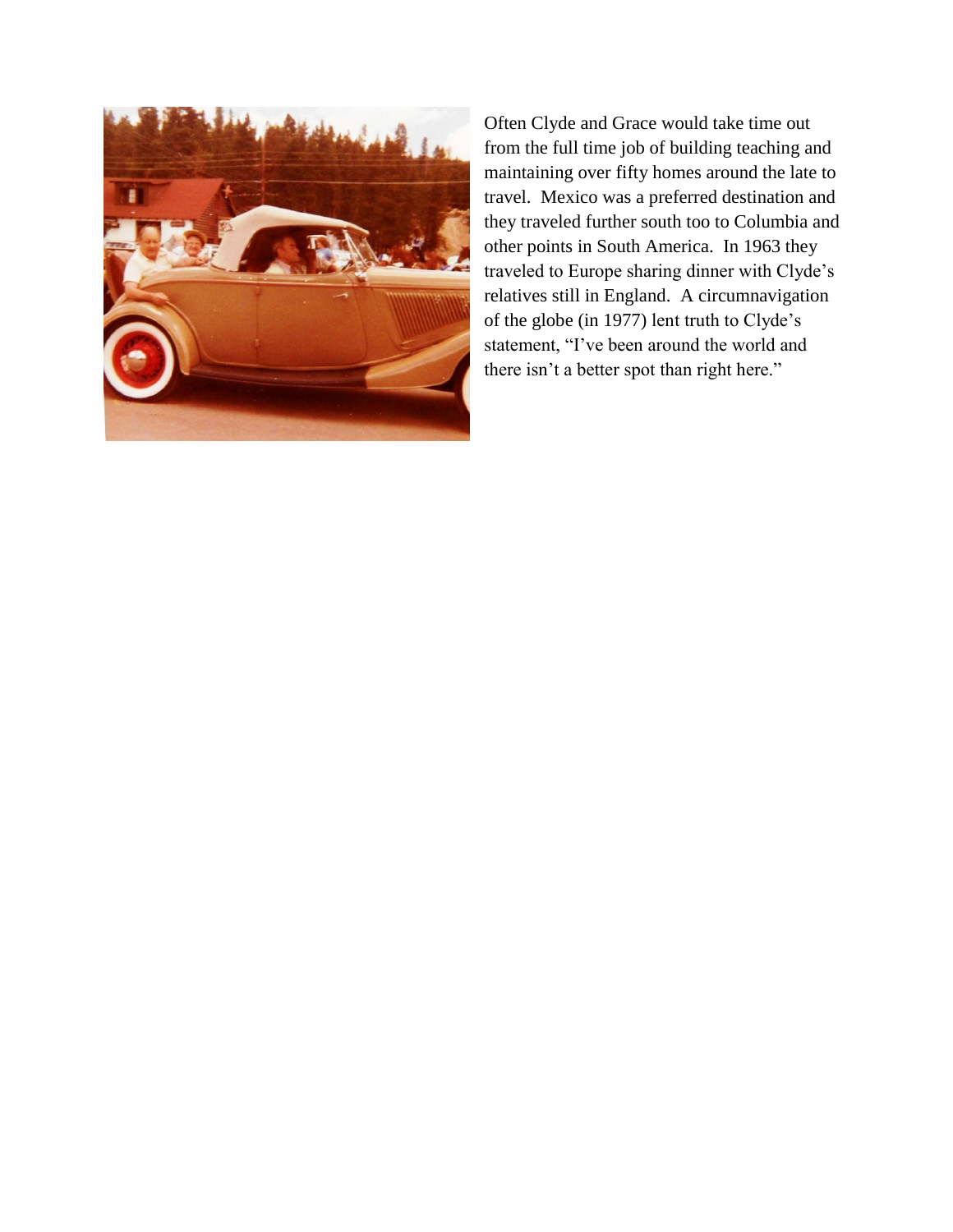Often Clyde and Grace would take time out from the full time job of building teaching and maintaining over fifty homes around the late to travel. Mexico was a preferred destination and they traveled further south too to Columbia and other points in South America. In 1963 they traveled to Europe sharing dinner with Clyde's relatives still in England. A circumnavigation of the globe (in 1977) lent truth to Clyde's statement, "I've been around the world and there isn't a better spot than right here."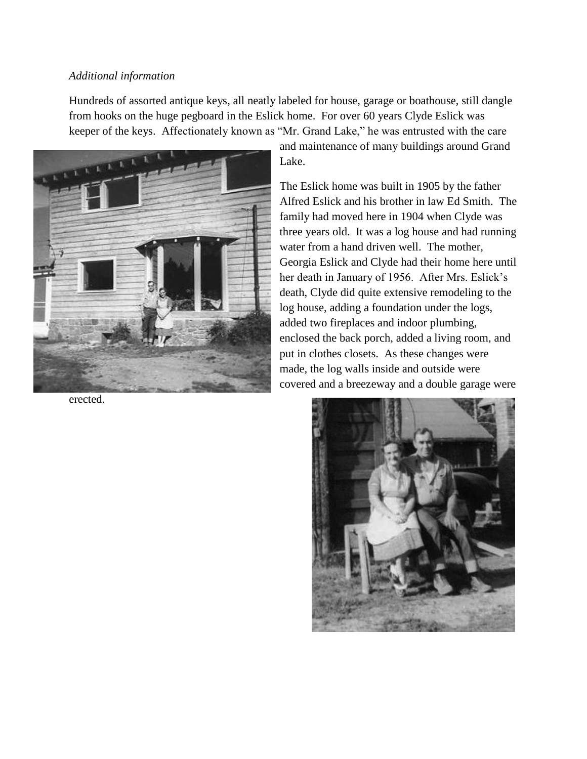*Additional information*

Hundreds of assorted antique keys, all neatly labeled for house, garage or boathouse, still dangle from hooks on the huge pegboard in the Eslick home. For over 60 years Clyde Eslick was keeper of the keys. Affectionately known as "Mr. Grand Lake," he was entrusted with the care and maintenance of many buildings around Grand Lake.

The Eslick home was built in 1905 by the father Alfred Eslick and his brother in law Ed Smith. The family had moved here in 1904 when Clyde was three years old. It was a log house and had running water from a hand driven well. The mother, Georgia Eslick and Clyde had their home here until her death in January of 1956. After Mrs. Eslick's death, Clyde did quite extensive remodeling to the log house, adding a foundation under the logs, added two fireplaces and indoor plumbing, enclosed the back porch, added a living room, and put in clothes closets. As these changes were made, the log walls inside and outside were covered and a breezeway and a double garage were erected.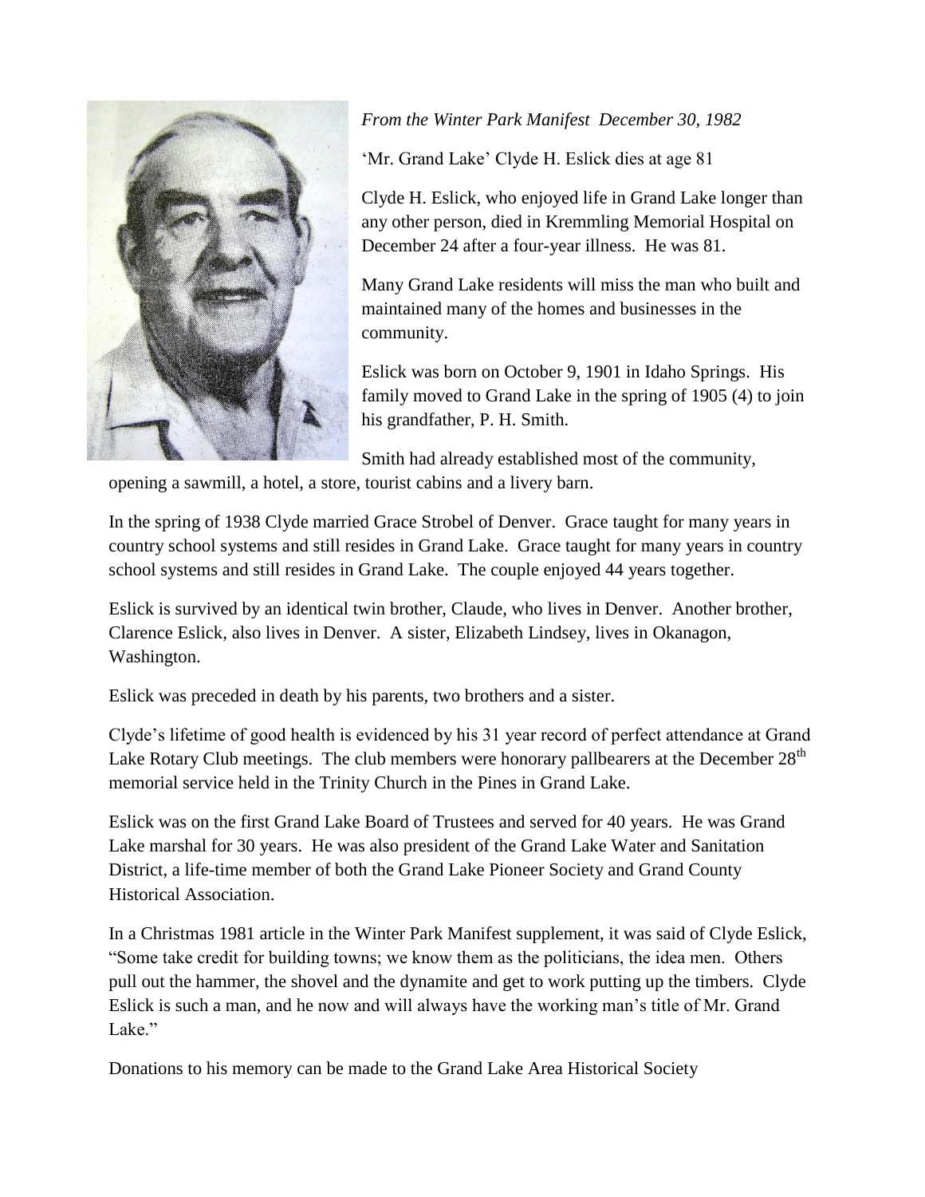*From the Winter Park Manifest December 30, 1982*

'Mr. Grand Lake' Clyde H. Eslick dies at age 81

Clyde H. Eslick, who enjoyed life in Grand Lake longer than any other person, died in Kremmling Memorial Hospital on December 24 after a four-year illness. He was 81.

Many Grand Lake residents will miss the man who built and maintained many of the homes and businesses in the community.

Eslick was born on October 9, 1901 in Idaho Springs. His family moved to Grand Lake in the spring of 1905 (4) to join his grandfather, P. H. Smith.

Smith had already established most of the community, opening a sawmill, a hotel, a store, tourist cabins and a livery barn.

In the spring of 1938 Clyde married Grace Strobel of Denver. Grace taught for many years in country school systems and still resides in Grand Lake. Grace taught for many years in country school systems and still resides in Grand Lake. The couple enjoyed 44 years together.

Eslick is survived by an identical twin brother, Claude, who lives in Denver. Another brother, Clarence Eslick, also lives in Denver. A sister, Elizabeth Lindsey, lives in Okanagon, Washington.

Eslick was preceded in death by his parents, two brothers and a sister.

Clyde's lifetime of good health is evidenced by his 31 year record of perfect attendance at Grand Lake Rotary Club meetings. The club members were honorary pallbearers at the December 28th memorial service held in the Trinity Church in the Pines in Grand Lake.

Eslick was on the first Grand Lake Board of Trustees and served for 40 years. He was Grand Lake marshal for 30 years. He was also president of the Grand Lake Water and Sanitation District, a life-time member of both the Grand Lake Pioneer Society and Grand County Historical Association.

In a Christmas 1981 article in the Winter Park Manifest supplement, it was said of Clyde Eslick, "Some take credit for building towns; we know them as the politicians, the idea men. Others pull out the hammer, the shovel and the dynamite and get to work putting up the timbers. Clyde Eslick is such a man, and he now and will always have the working man's title of Mr. Grand Lake."

Donations to his memory can be made to the Grand Lake Area Historical Society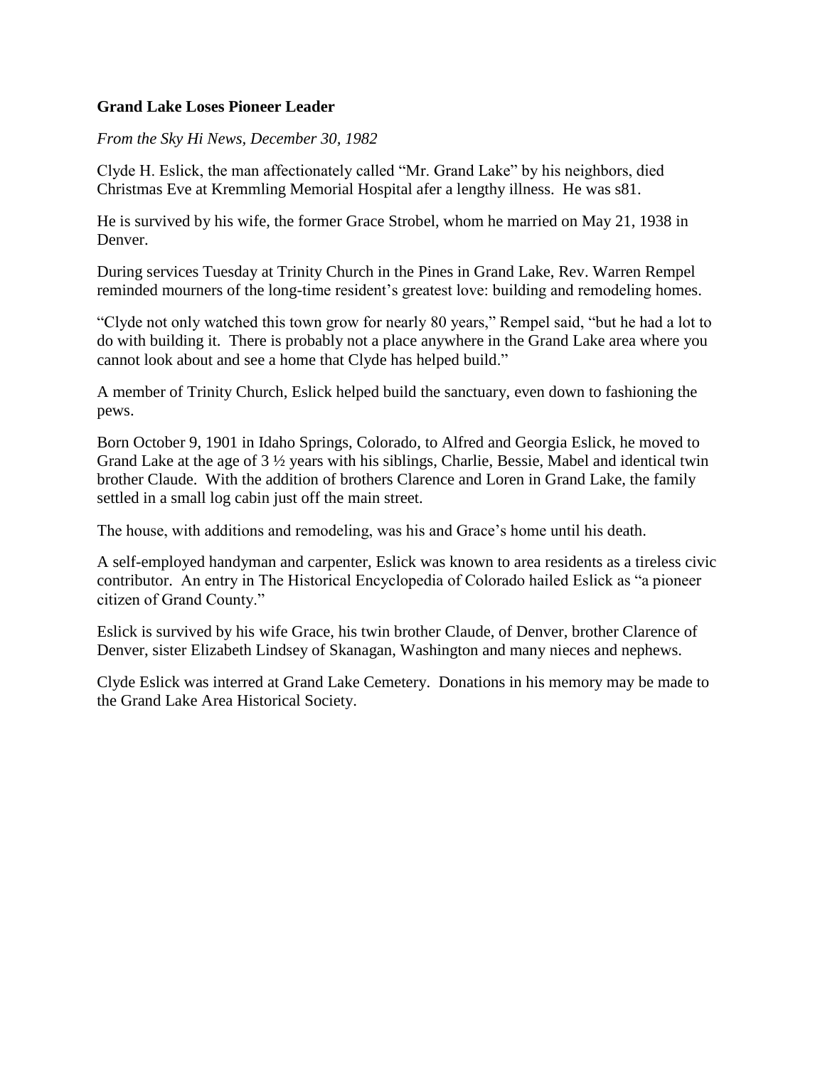**Grand Lake Loses Pioneer Leader**

*From the Sky Hi News, December 30, 1982*

Clyde H. Eslick, the man affectionately called "Mr. Grand Lake" by his neighbors, died Christmas Eve at Kremmling Memorial Hospital afer a lengthy illness. He was s81.

He is survived by his wife, the former Grace Strobel, whom he married on May 21, 1938 in Denver.

During services Tuesday at Trinity Church in the Pines in Grand Lake, Rev. Warren Rempel reminded mourners of the long-time resident's greatest love: building and remodeling homes.

"Clyde not only watched this town grow for nearly 80 years," Rempel said, "but he had a lot to do with building it. There is probably not a place anywhere in the Grand Lake area where you cannot look about and see a home that Clyde has helped build."

A member of Trinity Church, Eslick helped build the sanctuary, even down to fashioning the pews.

Born October 9, 1901 in Idaho Springs, Colorado, to Alfred and Georgia Eslick, he moved to Grand Lake at the age of 3 ½ years with his siblings, Charlie, Bessie, Mabel and identical twin brother Claude. With the addition of brothers Clarence and Loren in Grand Lake, the family settled in a small log cabin just off the main street.

The house, with additions and remodeling, was his and Grace's home until his death.

A self-employed handyman and carpenter, Eslick was known to area residents as a tireless civic contributor. An entry in The Historical Encyclopedia of Colorado hailed Eslick as "a pioneer citizen of Grand County."

Eslick is survived by his wife Grace, his twin brother Claude, of Denver, brother Clarence of Denver, sister Elizabeth Lindsey of Skanagan, Washington and many nieces and nephews.

Clyde Eslick was interred at Grand Lake Cemetery. Donations in his memory may be made to the Grand Lake Area Historical Society.